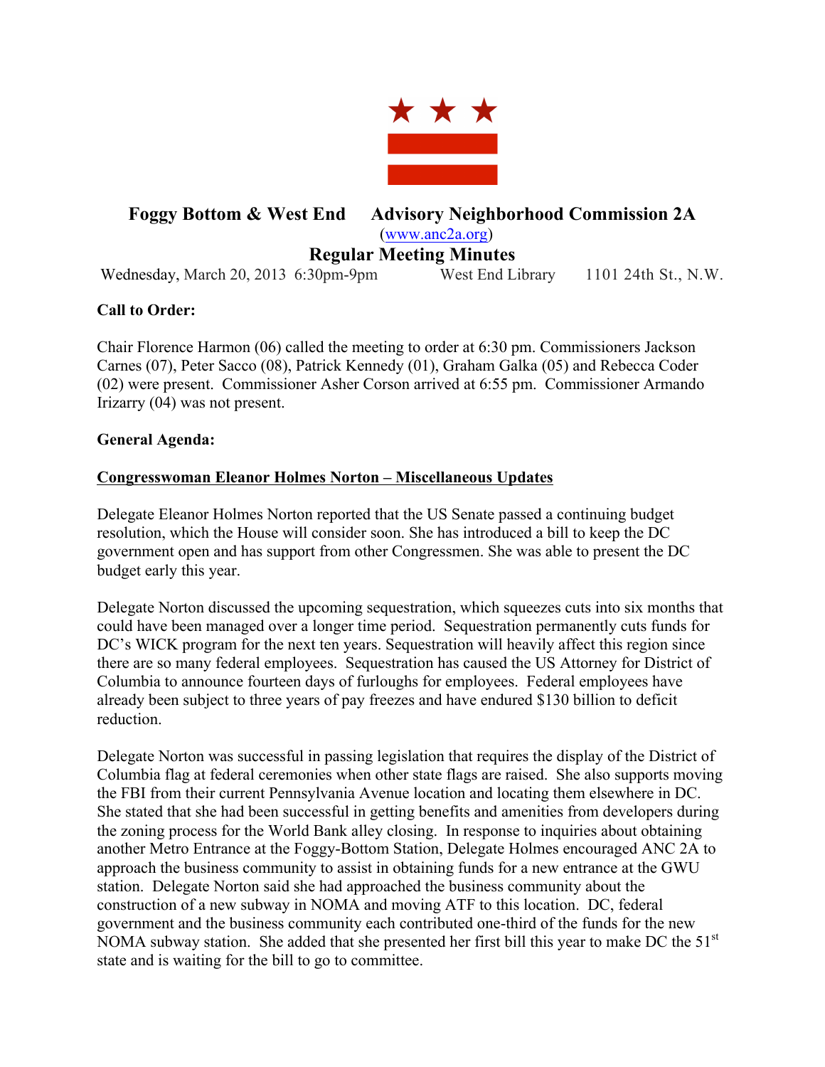# Foggy Bottom & West End Advisory Neighborhood Commission 2A

(www.anc2a.org)

## Regular Meeting Minutes

Wednesday, March 20, 2013 6:30pm-9pm West End Library 1101 24th St., N.W.

**Call to Order:**

Chair Florence Harmon (06) called the meeting to order at 6:30 pm. Commissioners Jackson Carnes (07), Peter Sacco (08), Patrick Kennedy (01), Graham Galka (05) and Rebecca Coder (02) were present. Commissioner Asher Corson arrived at 6:55 pm. Commissioner Armando Irizarry (04) was not present.

**General Agenda:**

**Congresswoman Eleanor Holmes Norton – Miscellaneous Updates**

Delegate Eleanor Holmes Norton reported that the US Senate passed a continuing budget resolution, which the House will consider soon. She has introduced a bill to keep the DC government open and has support from other Congressmen. She was able to present the DC budget early this year.

Delegate Norton discussed the upcoming sequestration, which squeezes cuts into six months that could have been managed over a longer time period. Sequestration permanently cuts funds for DC's WICK program for the next ten years. Sequestration will heavily affect this region since there are so many federal employees. Sequestration has caused the US Attorney for District of Columbia to announce fourteen days of furloughs for employees. Federal employees have already been subject to three years of pay freezes and have endured $130 billion to deficit reduction.

Delegate Norton was successful in passing legislation that requires the display of the District of Columbia flag at federal ceremonies when other state flags are raised. She also supports moving the FBI from their current Pennsylvania Avenue location and locating them elsewhere in DC. She stated that she had been successful in getting benefits and amenities from developers during the zoning process for the World Bank alley closing. In response to inquiries about obtaining another Metro Entrance at the Foggy-Bottom Station, Delegate Holmes encouraged ANC 2A to approach the business community to assist in obtaining funds for a new entrance at the GWU station. Delegate Norton said she had approached the business community about the construction of a new subway in NOMA and moving ATF to this location. DC, federal government and the business community each contributed one-third of the funds for the new NOMA subway station. She added that she presented her first bill this year to make DC the 51st state and is waiting for the bill to go to committee.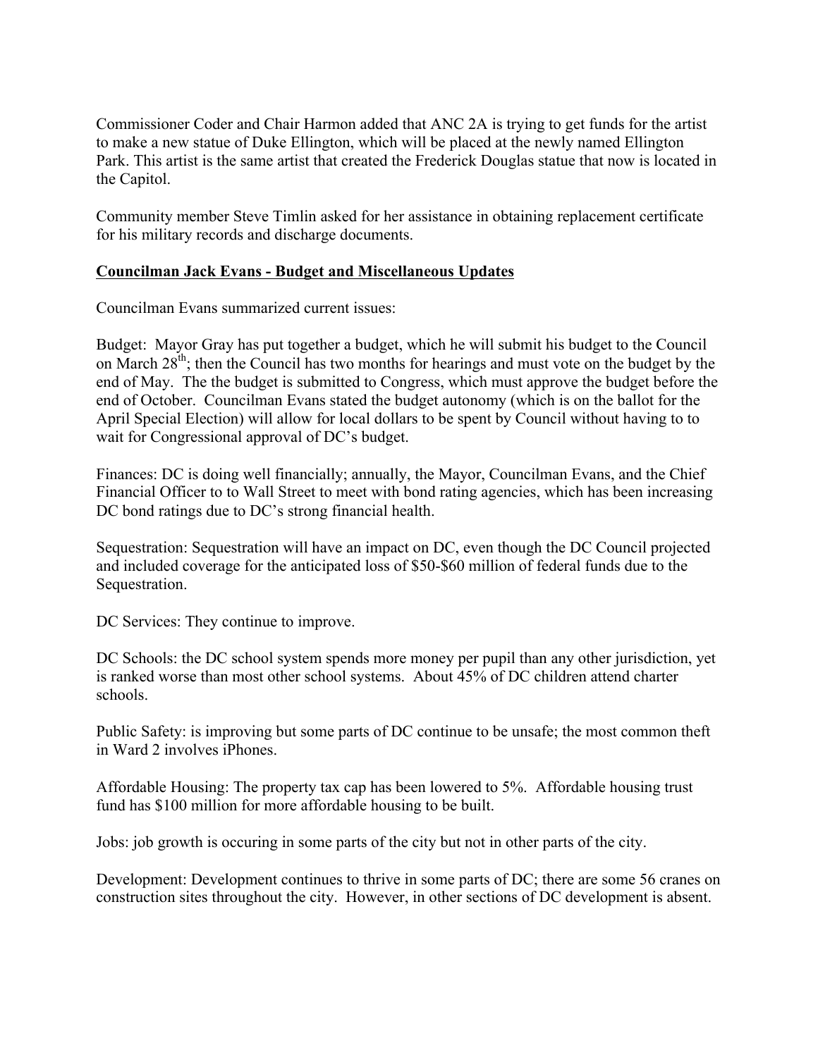Commissioner Coder and Chair Harmon added that ANC 2A is trying to get funds for the artist to make a new statue of Duke Ellington, which will be placed at the newly named Ellington Park. This artist is the same artist that created the Frederick Douglas statue that now is located in the Capitol.

Community member Steve Timlin asked for her assistance in obtaining replacement certificate for his military records and discharge documents.

**Councilman Jack Evans - Budget and Miscellaneous Updates**

Councilman Evans summarized current issues:

Budget: Mayor Gray has put together a budget, which he will submit his budget to the Council on March 28th; then the Council has two months for hearings and must vote on the budget by the end of May. The the budget is submitted to Congress, which must approve the budget before the end of October. Councilman Evans stated the budget autonomy (which is on the ballot for the April Special Election) will allow for local dollars to be spent by Council without having to to wait for Congressional approval of DC's budget.

Finances: DC is doing well financially; annually, the Mayor, Councilman Evans, and the Chief Financial Officer to to Wall Street to meet with bond rating agencies, which has been increasing DC bond ratings due to DC's strong financial health.

Sequestration: Sequestration will have an impact on DC, even though the DC Council projected and included coverage for the anticipated loss of $50-$60 million of federal funds due to the Sequestration.

DC Services: They continue to improve.

DC Schools: the DC school system spends more money per pupil than any other jurisdiction, yet is ranked worse than most other school systems. About 45% of DC children attend charter schools.

Public Safety: is improving but some parts of DC continue to be unsafe; the most common theft in Ward 2 involves iPhones.

Affordable Housing: The property tax cap has been lowered to 5%. Affordable housing trust fund has $100 million for more affordable housing to be built.

Jobs: job growth is occuring in some parts of the city but not in other parts of the city.

Development: Development continues to thrive in some parts of DC; there are some 56 cranes on construction sites throughout the city. However, in other sections of DC development is absent.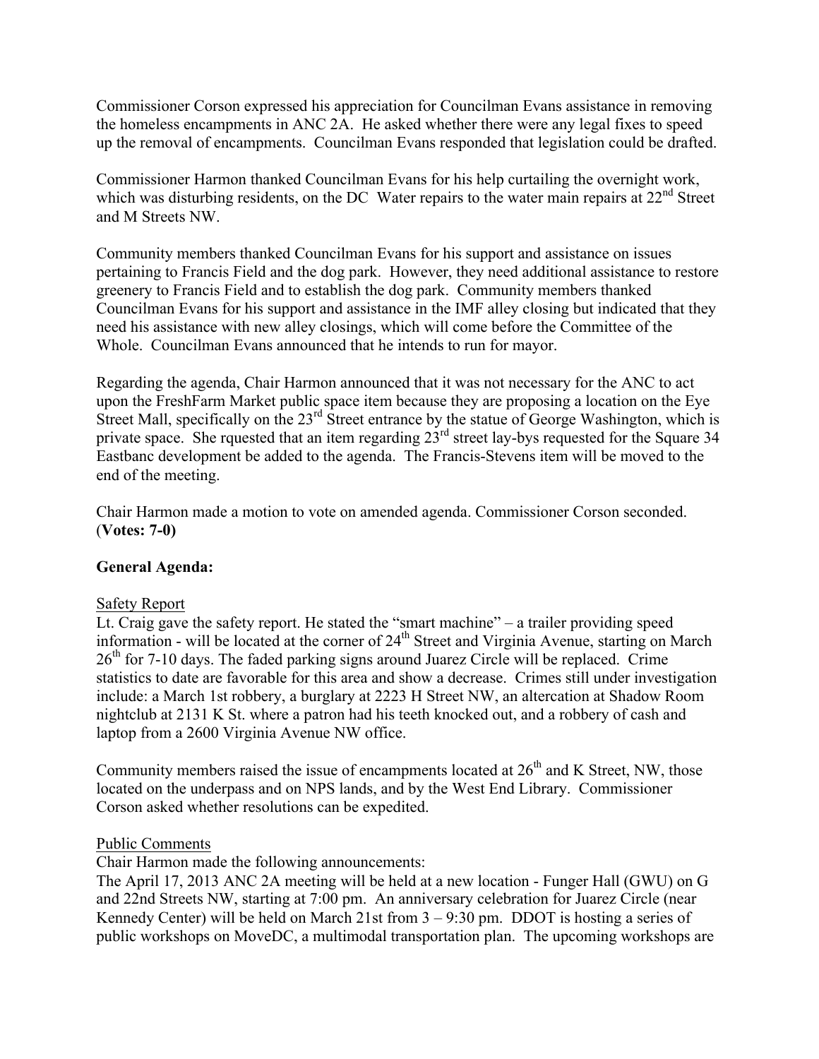Commissioner Corson expressed his appreciation for Councilman Evans assistance in removing the homeless encampments in ANC 2A. He asked whether there were any legal fixes to speed up the removal of encampments. Councilman Evans responded that legislation could be drafted.

Commissioner Harmon thanked Councilman Evans for his help curtailing the overnight work, which was disturbing residents, on the DC Water repairs to the water main repairs at 22nd Street and M Streets NW.

Community members thanked Councilman Evans for his support and assistance on issues pertaining to Francis Field and the dog park. However, they need additional assistance to restore greenery to Francis Field and to establish the dog park. Community members thanked Councilman Evans for his support and assistance in the IMF alley closing but indicated that they need his assistance with new alley closings, which will come before the Committee of the Whole. Councilman Evans announced that he intends to run for mayor.

Regarding the agenda, Chair Harmon announced that it was not necessary for the ANC to act upon the FreshFarm Market public space item because they are proposing a location on the Eye Street Mall, specifically on the 23rd Street entrance by the statue of George Washington, which is private space. She rquested that an item regarding 23rd street lay-bys requested for the Square 34 Eastbanc development be added to the agenda. The Francis-Stevens item will be moved to the end of the meeting.

Chair Harmon made a motion to vote on amended agenda. Commissioner Corson seconded. (**Votes: 7-0)**

**General Agenda:**

Safety Report

Lt. Craig gave the safety report. He stated the "smart machine" – a trailer providing speed information - will be located at the corner of 24th Street and Virginia Avenue, starting on March 26th for 7-10 days. The faded parking signs around Juarez Circle will be replaced. Crime statistics to date are favorable for this area and show a decrease. Crimes still under investigation include: a March 1st robbery, a burglary at 2223 H Street NW, an altercation at Shadow Room nightclub at 2131 K St. where a patron had his teeth knocked out, and a robbery of cash and laptop from a 2600 Virginia Avenue NW office.

Community members raised the issue of encampments located at 26th and K Street, NW, those located on the underpass and on NPS lands, and by the West End Library. Commissioner Corson asked whether resolutions can be expedited.

Public Comments

Chair Harmon made the following announcements:

The April 17, 2013 ANC 2A meeting will be held at a new location - Funger Hall (GWU) on G and 22nd Streets NW, starting at 7:00 pm. An anniversary celebration for Juarez Circle (near Kennedy Center) will be held on March 21st from 3 – 9:30 pm. DDOT is hosting a series of public workshops on MoveDC, a multimodal transportation plan. The upcoming workshops are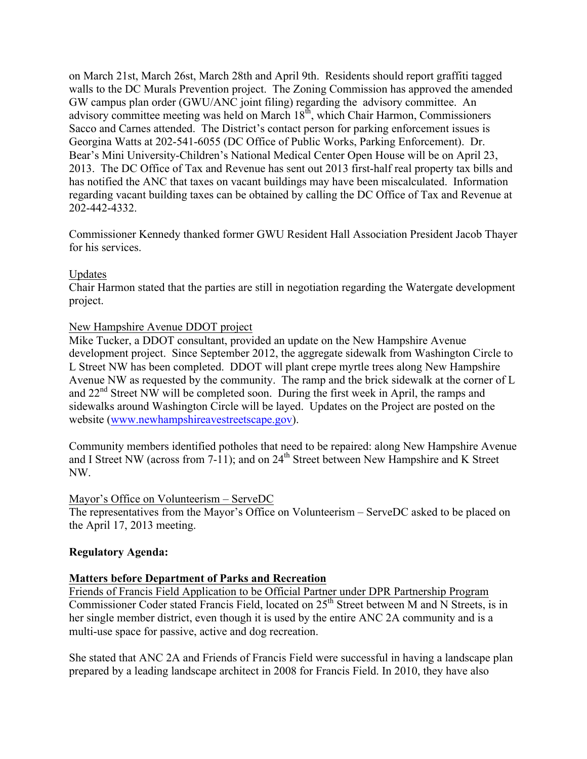on March 21st, March 26st, March 28th and April 9th. Residents should report graffiti tagged walls to the DC Murals Prevention project. The Zoning Commission has approved the amended GW campus plan order (GWU/ANC joint filing) regarding the advisory committee. An advisory committee meeting was held on March 18th, which Chair Harmon, Commissioners Sacco and Carnes attended. The District's contact person for parking enforcement issues is Georgina Watts at 202-541-6055 (DC Office of Public Works, Parking Enforcement). Dr. Bear's Mini University-Children's National Medical Center Open House will be on April 23, 2013. The DC Office of Tax and Revenue has sent out 2013 first-half real property tax bills and has notified the ANC that taxes on vacant buildings may have been miscalculated. Information regarding vacant building taxes can be obtained by calling the DC Office of Tax and Revenue at 202-442-4332.

Commissioner Kennedy thanked former GWU Resident Hall Association President Jacob Thayer for his services.

Updates

Chair Harmon stated that the parties are still in negotiation regarding the Watergate development project.

New Hampshire Avenue DDOT project

Mike Tucker, a DDOT consultant, provided an update on the New Hampshire Avenue development project. Since September 2012, the aggregate sidewalk from Washington Circle to L Street NW has been completed. DDOT will plant crepe myrtle trees along New Hampshire Avenue NW as requested by the community. The ramp and the brick sidewalk at the corner of L and 22nd Street NW will be completed soon. During the first week in April, the ramps and sidewalks around Washington Circle will be layed. Updates on the Project are posted on the website (www.newhampshireavestreetscape.gov).

Community members identified potholes that need to be repaired: along New Hampshire Avenue and I Street NW (across from 7-11); and on 24th Street between New Hampshire and K Street NW.

Mayor's Office on Volunteerism – ServeDC

The representatives from the Mayor's Office on Volunteerism – ServeDC asked to be placed on the April 17, 2013 meeting.

**Regulatory Agenda:**

**Matters before Department of Parks and Recreation**

Friends of Francis Field Application to be Official Partner under DPR Partnership Program

Commissioner Coder stated Francis Field, located on 25th Street between M and N Streets, is in her single member district, even though it is used by the entire ANC 2A community and is a multi-use space for passive, active and dog recreation.

She stated that ANC 2A and Friends of Francis Field were successful in having a landscape plan prepared by a leading landscape architect in 2008 for Francis Field. In 2010, they have also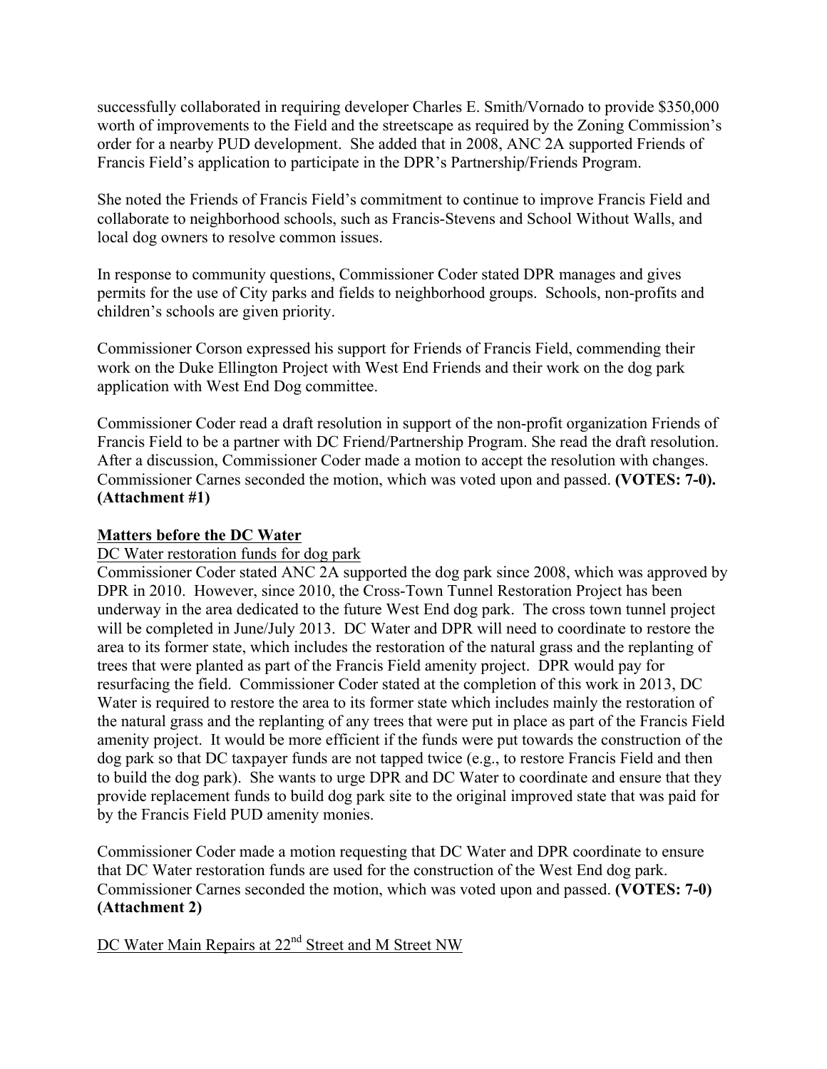successfully collaborated in requiring developer Charles E. Smith/Vornado to provide $350,000 worth of improvements to the Field and the streetscape as required by the Zoning Commission's order for a nearby PUD development. She added that in 2008, ANC 2A supported Friends of Francis Field's application to participate in the DPR's Partnership/Friends Program.

She noted the Friends of Francis Field's commitment to continue to improve Francis Field and collaborate to neighborhood schools, such as Francis-Stevens and School Without Walls, and local dog owners to resolve common issues.

In response to community questions, Commissioner Coder stated DPR manages and gives permits for the use of City parks and fields to neighborhood groups. Schools, non-profits and children's schools are given priority.

Commissioner Corson expressed his support for Friends of Francis Field, commending their work on the Duke Ellington Project with West End Friends and their work on the dog park application with West End Dog committee.

Commissioner Coder read a draft resolution in support of the non-profit organization Friends of Francis Field to be a partner with DC Friend/Partnership Program. She read the draft resolution. After a discussion, Commissioner Coder made a motion to accept the resolution with changes. Commissioner Carnes seconded the motion, which was voted upon and passed. **(VOTES: 7-0). (Attachment #1)**

**Matters before the DC Water**

DC Water restoration funds for dog park

Commissioner Coder stated ANC 2A supported the dog park since 2008, which was approved by DPR in 2010. However, since 2010, the Cross-Town Tunnel Restoration Project has been underway in the area dedicated to the future West End dog park. The cross town tunnel project will be completed in June/July 2013. DC Water and DPR will need to coordinate to restore the area to its former state, which includes the restoration of the natural grass and the replanting of trees that were planted as part of the Francis Field amenity project. DPR would pay for resurfacing the field. Commissioner Coder stated at the completion of this work in 2013, DC Water is required to restore the area to its former state which includes mainly the restoration of the natural grass and the replanting of any trees that were put in place as part of the Francis Field amenity project. It would be more efficient if the funds were put towards the construction of the dog park so that DC taxpayer funds are not tapped twice (e.g., to restore Francis Field and then to build the dog park). She wants to urge DPR and DC Water to coordinate and ensure that they provide replacement funds to build dog park site to the original improved state that was paid for by the Francis Field PUD amenity monies.

Commissioner Coder made a motion requesting that DC Water and DPR coordinate to ensure that DC Water restoration funds are used for the construction of the West End dog park. Commissioner Carnes seconded the motion, which was voted upon and passed. **(VOTES: 7-0) (Attachment 2)**

DC Water Main Repairs at 22nd Street and M Street NW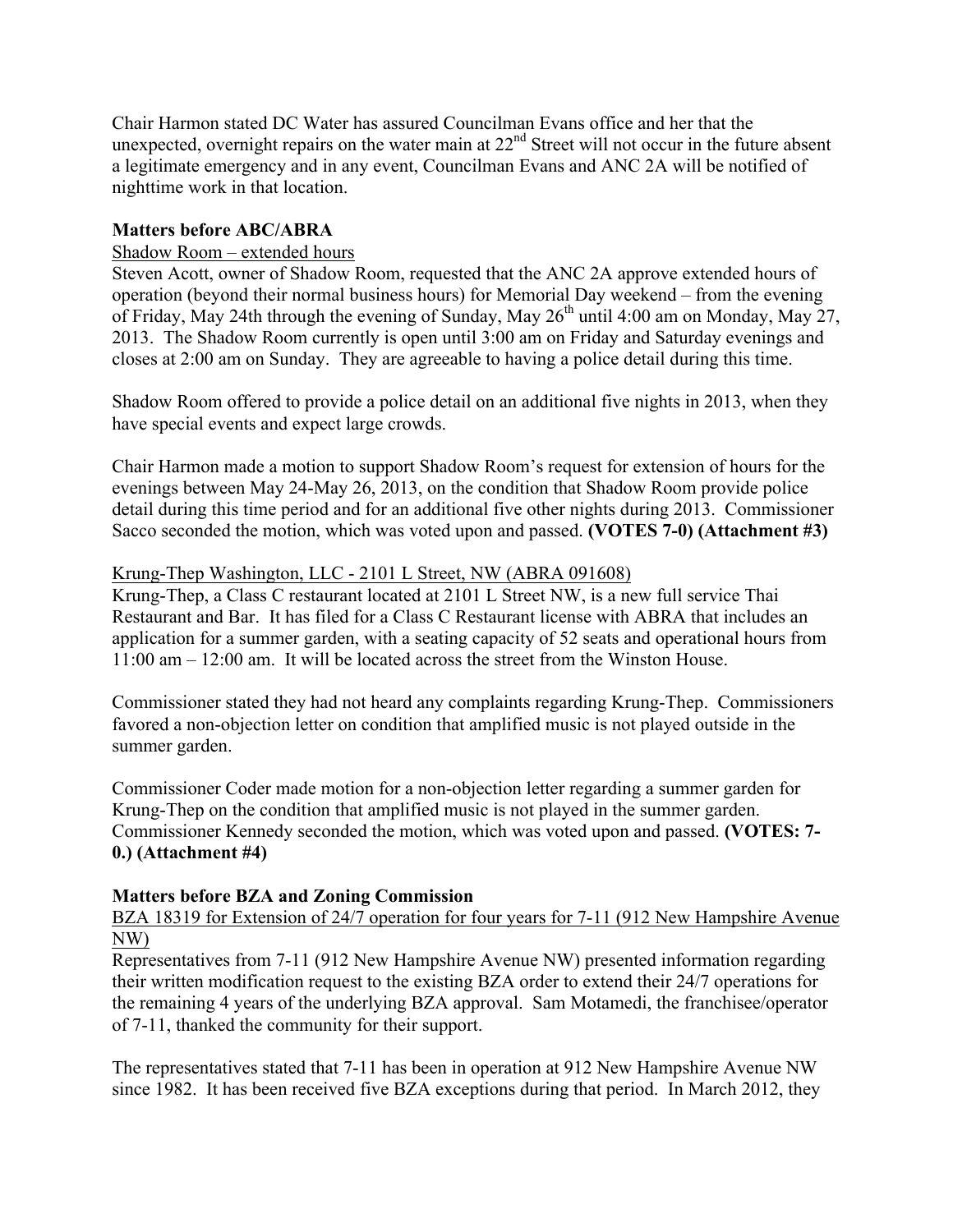Chair Harmon stated DC Water has assured Councilman Evans office and her that the unexpected, overnight repairs on the water main at 22nd Street will not occur in the future absent a legitimate emergency and in any event, Councilman Evans and ANC 2A will be notified of nighttime work in that location.

**Matters before ABC/ABRA**

Shadow Room – extended hours

Steven Acott, owner of Shadow Room, requested that the ANC 2A approve extended hours of operation (beyond their normal business hours) for Memorial Day weekend – from the evening of Friday, May 24th through the evening of Sunday, May 26th until 4:00 am on Monday, May 27, 2013. The Shadow Room currently is open until 3:00 am on Friday and Saturday evenings and closes at 2:00 am on Sunday. They are agreeable to having a police detail during this time.

Shadow Room offered to provide a police detail on an additional five nights in 2013, when they have special events and expect large crowds.

Chair Harmon made a motion to support Shadow Room's request for extension of hours for the evenings between May 24-May 26, 2013, on the condition that Shadow Room provide police detail during this time period and for an additional five other nights during 2013. Commissioner Sacco seconded the motion, which was voted upon and passed. **(VOTES 7-0) (Attachment #3)**

Krung-Thep Washington, LLC - 2101 L Street, NW (ABRA 091608)

Krung-Thep, a Class C restaurant located at 2101 L Street NW, is a new full service Thai Restaurant and Bar. It has filed for a Class C Restaurant license with ABRA that includes an application for a summer garden, with a seating capacity of 52 seats and operational hours from 11:00 am – 12:00 am. It will be located across the street from the Winston House.

Commissioner stated they had not heard any complaints regarding Krung-Thep. Commissioners favored a non-objection letter on condition that amplified music is not played outside in the summer garden.

Commissioner Coder made motion for a non-objection letter regarding a summer garden for Krung-Thep on the condition that amplified music is not played in the summer garden. Commissioner Kennedy seconded the motion, which was voted upon and passed. **(VOTES: 7-0.) (Attachment #4)**

**Matters before BZA and Zoning Commission**

BZA 18319 for Extension of 24/7 operation for four years for 7-11 (912 New Hampshire Avenue NW)

Representatives from 7-11 (912 New Hampshire Avenue NW) presented information regarding their written modification request to the existing BZA order to extend their 24/7 operations for the remaining 4 years of the underlying BZA approval. Sam Motamedi, the franchisee/operator of 7-11, thanked the community for their support.

The representatives stated that 7-11 has been in operation at 912 New Hampshire Avenue NW since 1982. It has been received five BZA exceptions during that period. In March 2012, they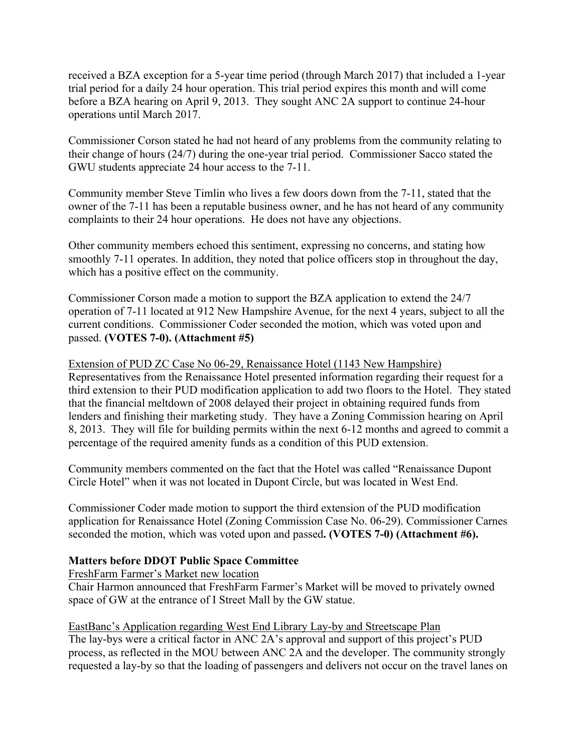received a BZA exception for a 5-year time period (through March 2017) that included a 1-year trial period for a daily 24 hour operation. This trial period expires this month and will come before a BZA hearing on April 9, 2013. They sought ANC 2A support to continue 24-hour operations until March 2017.

Commissioner Corson stated he had not heard of any problems from the community relating to their change of hours (24/7) during the one-year trial period. Commissioner Sacco stated the GWU students appreciate 24 hour access to the 7-11.

Community member Steve Timlin who lives a few doors down from the 7-11, stated that the owner of the 7-11 has been a reputable business owner, and he has not heard of any community complaints to their 24 hour operations. He does not have any objections.

Other community members echoed this sentiment, expressing no concerns, and stating how smoothly 7-11 operates. In addition, they noted that police officers stop in throughout the day, which has a positive effect on the community.

Commissioner Corson made a motion to support the BZA application to extend the 24/7 operation of 7-11 located at 912 New Hampshire Avenue, for the next 4 years, subject to all the current conditions. Commissioner Coder seconded the motion, which was voted upon and passed. **(VOTES 7-0). (Attachment #5)**

<u>Extension of PUD ZC Case No 06-29, Renaissance Hotel (1143 New Hampshire)</u>
Representatives from the Renaissance Hotel presented information regarding their request for a third extension to their PUD modification application to add two floors to the Hotel. They stated that the financial meltdown of 2008 delayed their project in obtaining required funds from lenders and finishing their marketing study. They have a Zoning Commission hearing on April 8, 2013. They will file for building permits within the next 6-12 months and agreed to commit a percentage of the required amenity funds as a condition of this PUD extension.

Community members commented on the fact that the Hotel was called "Renaissance Dupont Circle Hotel" when it was not located in Dupont Circle, but was located in West End.

Commissioner Coder made motion to support the third extension of the PUD modification application for Renaissance Hotel (Zoning Commission Case No. 06-29). Commissioner Carnes seconded the motion, which was voted upon and passed**. (VOTES 7-0) (Attachment #6).**

**Matters before DDOT Public Space Committee**

<u>FreshFarm Farmer's Market new location</u>
Chair Harmon announced that FreshFarm Farmer's Market will be moved to privately owned space of GW at the entrance of I Street Mall by the GW statue.

<u>EastBanc's Application regarding West End Library Lay-by and Streetscape Plan</u>
The lay-bys were a critical factor in ANC 2A's approval and support of this project's PUD process, as reflected in the MOU between ANC 2A and the developer. The community strongly requested a lay-by so that the loading of passengers and delivers not occur on the travel lanes on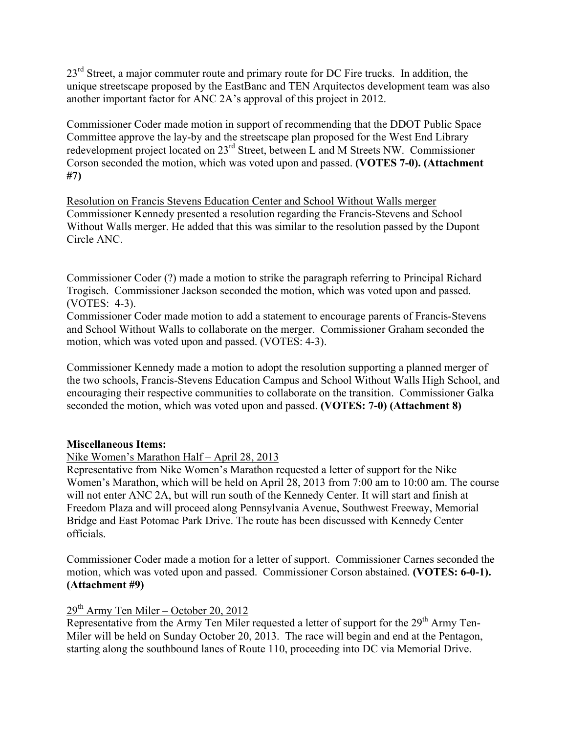23rd Street, a major commuter route and primary route for DC Fire trucks. In addition, the unique streetscape proposed by the EastBanc and TEN Arquitectos development team was also another important factor for ANC 2A's approval of this project in 2012.

Commissioner Coder made motion in support of recommending that the DDOT Public Space Committee approve the lay-by and the streetscape plan proposed for the West End Library redevelopment project located on 23rd Street, between L and M Streets NW. Commissioner Corson seconded the motion, which was voted upon and passed. **(VOTES 7-0). (Attachment #7)**

Resolution on Francis Stevens Education Center and School Without Walls merger

Commissioner Kennedy presented a resolution regarding the Francis-Stevens and School Without Walls merger. He added that this was similar to the resolution passed by the Dupont Circle ANC.

Commissioner Coder (?) made a motion to strike the paragraph referring to Principal Richard Trogisch. Commissioner Jackson seconded the motion, which was voted upon and passed. (VOTES: 4-3).

Commissioner Coder made motion to add a statement to encourage parents of Francis-Stevens and School Without Walls to collaborate on the merger. Commissioner Graham seconded the motion, which was voted upon and passed. (VOTES: 4-3).

Commissioner Kennedy made a motion to adopt the resolution supporting a planned merger of the two schools, Francis-Stevens Education Campus and School Without Walls High School, and encouraging their respective communities to collaborate on the transition. Commissioner Galka seconded the motion, which was voted upon and passed. **(VOTES: 7-0) (Attachment 8)**

**Miscellaneous Items:**

Nike Women's Marathon Half – April 28, 2013

Representative from Nike Women's Marathon requested a letter of support for the Nike Women's Marathon, which will be held on April 28, 2013 from 7:00 am to 10:00 am. The course will not enter ANC 2A, but will run south of the Kennedy Center. It will start and finish at Freedom Plaza and will proceed along Pennsylvania Avenue, Southwest Freeway, Memorial Bridge and East Potomac Park Drive. The route has been discussed with Kennedy Center officials.

Commissioner Coder made a motion for a letter of support. Commissioner Carnes seconded the motion, which was voted upon and passed. Commissioner Corson abstained. **(VOTES: 6-0-1). (Attachment #9)**

29th Army Ten Miler – October 20, 2012

Representative from the Army Ten Miler requested a letter of support for the 29th Army Ten-Miler will be held on Sunday October 20, 2013. The race will begin and end at the Pentagon, starting along the southbound lanes of Route 110, proceeding into DC via Memorial Drive.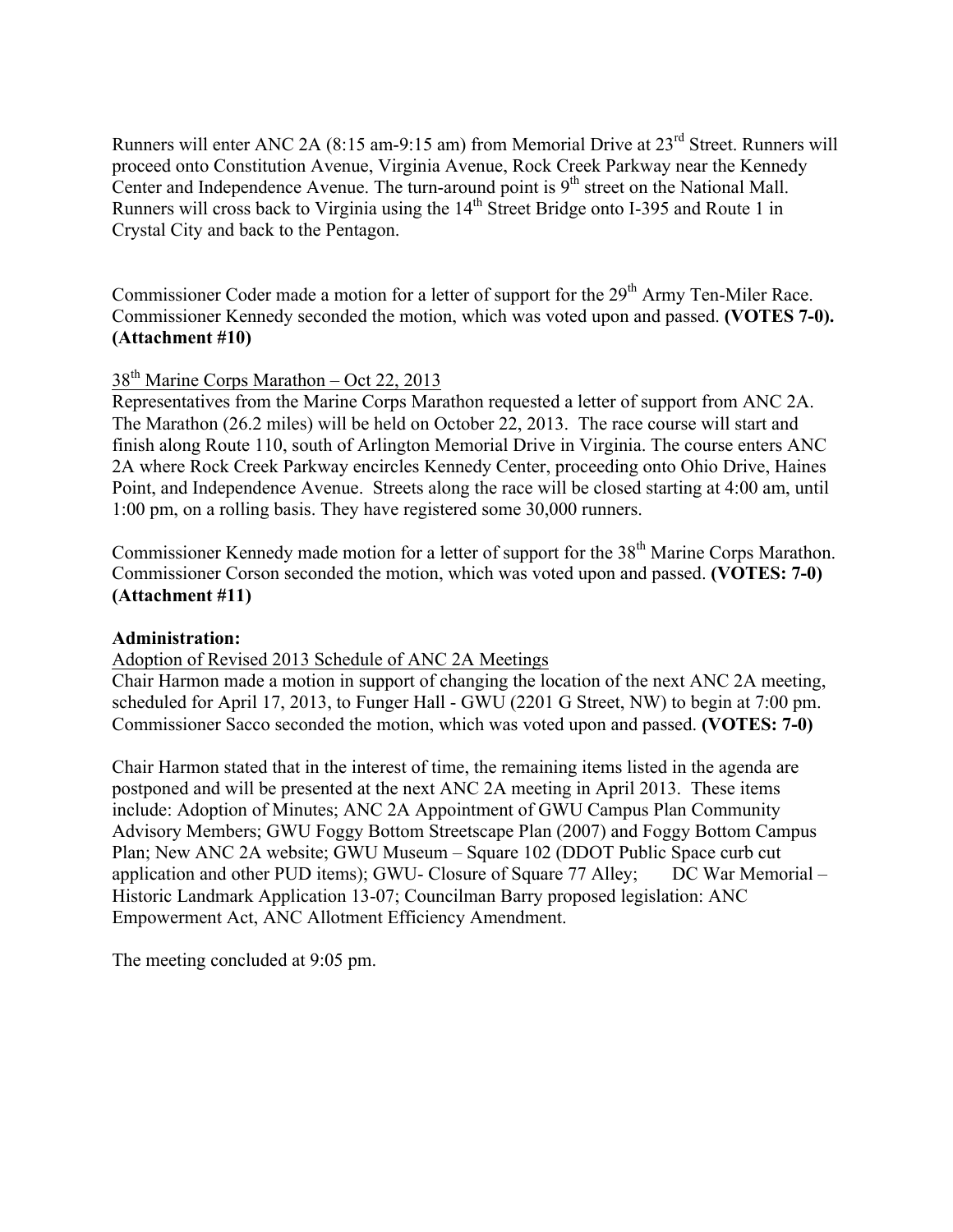Runners will enter ANC 2A (8:15 am-9:15 am) from Memorial Drive at 23rd Street. Runners will proceed onto Constitution Avenue, Virginia Avenue, Rock Creek Parkway near the Kennedy Center and Independence Avenue. The turn-around point is 9th street on the National Mall. Runners will cross back to Virginia using the 14th Street Bridge onto I-395 and Route 1 in Crystal City and back to the Pentagon.

Commissioner Coder made a motion for a letter of support for the 29th Army Ten-Miler Race. Commissioner Kennedy seconded the motion, which was voted upon and passed. **(VOTES 7-0). (Attachment #10)**

<u>38th Marine Corps Marathon – Oct 22, 2013</u>

Representatives from the Marine Corps Marathon requested a letter of support from ANC 2A. The Marathon (26.2 miles) will be held on October 22, 2013. The race course will start and finish along Route 110, south of Arlington Memorial Drive in Virginia. The course enters ANC 2A where Rock Creek Parkway encircles Kennedy Center, proceeding onto Ohio Drive, Haines Point, and Independence Avenue. Streets along the race will be closed starting at 4:00 am, until 1:00 pm, on a rolling basis. They have registered some 30,000 runners.

Commissioner Kennedy made motion for a letter of support for the 38th Marine Corps Marathon. Commissioner Corson seconded the motion, which was voted upon and passed. **(VOTES: 7-0) (Attachment #11)**

**Administration:**

<u>Adoption of Revised 2013 Schedule of ANC 2A Meetings</u>

Chair Harmon made a motion in support of changing the location of the next ANC 2A meeting, scheduled for April 17, 2013, to Funger Hall - GWU (2201 G Street, NW) to begin at 7:00 pm. Commissioner Sacco seconded the motion, which was voted upon and passed. **(VOTES: 7-0)**

Chair Harmon stated that in the interest of time, the remaining items listed in the agenda are postponed and will be presented at the next ANC 2A meeting in April 2013. These items include: Adoption of Minutes; ANC 2A Appointment of GWU Campus Plan Community Advisory Members; GWU Foggy Bottom Streetscape Plan (2007) and Foggy Bottom Campus Plan; New ANC 2A website; GWU Museum – Square 102 (DDOT Public Space curb cut application and other PUD items); GWU- Closure of Square 77 Alley; DC War Memorial – Historic Landmark Application 13-07; Councilman Barry proposed legislation: ANC Empowerment Act, ANC Allotment Efficiency Amendment.

The meeting concluded at 9:05 pm.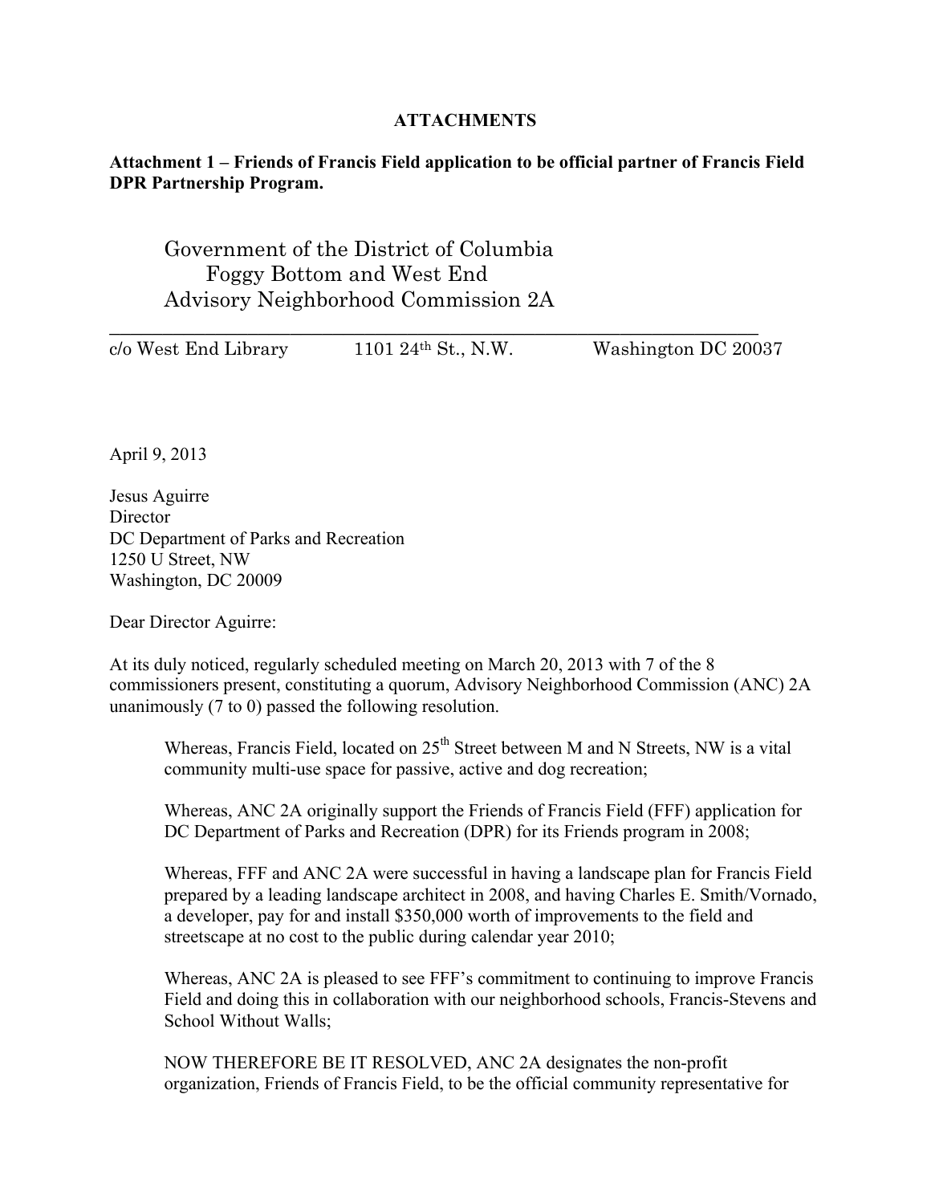**ATTACHMENTS**

**Attachment 1 – Friends of Francis Field application to be official partner of Francis Field DPR Partnership Program.**

Government of the District of Columbia
Foggy Bottom and West End
Advisory Neighborhood Commission 2A

---

c/o West End Library    1101 24th St., N.W.    Washington DC 20037

April 9, 2013

Jesus Aguirre
Director
DC Department of Parks and Recreation
1250 U Street, NW
Washington, DC 20009

Dear Director Aguirre:

At its duly noticed, regularly scheduled meeting on March 20, 2013 with 7 of the 8 commissioners present, constituting a quorum, Advisory Neighborhood Commission (ANC) 2A unanimously (7 to 0) passed the following resolution.

> Whereas, Francis Field, located on 25th Street between M and N Streets, NW is a vital community multi-use space for passive, active and dog recreation;
>
> Whereas, ANC 2A originally support the Friends of Francis Field (FFF) application for DC Department of Parks and Recreation (DPR) for its Friends program in 2008;
>
> Whereas, FFF and ANC 2A were successful in having a landscape plan for Francis Field prepared by a leading landscape architect in 2008, and having Charles E. Smith/Vornado, a developer, pay for and install $350,000 worth of improvements to the field and streetscape at no cost to the public during calendar year 2010;
>
> Whereas, ANC 2A is pleased to see FFF's commitment to continuing to improve Francis Field and doing this in collaboration with our neighborhood schools, Francis-Stevens and School Without Walls;
>
> NOW THEREFORE BE IT RESOLVED, ANC 2A designates the non-profit organization, Friends of Francis Field, to be the official community representative for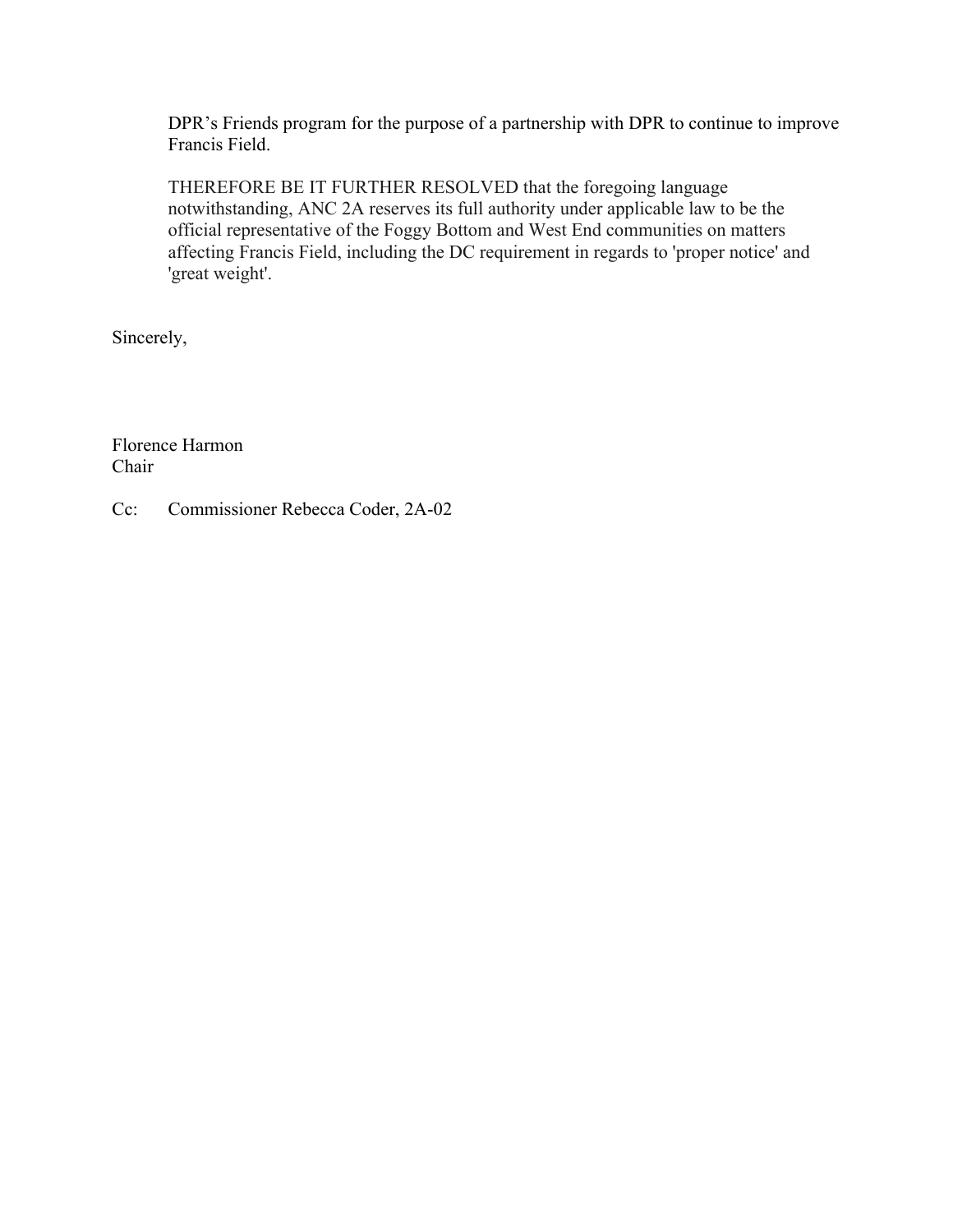DPR’s Friends program for the purpose of a partnership with DPR to continue to improve Francis Field.

THEREFORE BE IT FURTHER RESOLVED that the foregoing language notwithstanding, ANC 2A reserves its full authority under applicable law to be the official representative of the Foggy Bottom and West End communities on matters affecting Francis Field, including the DC requirement in regards to 'proper notice' and 'great weight'.

Sincerely,

Florence Harmon
Chair

Cc: Commissioner Rebecca Coder, 2A-02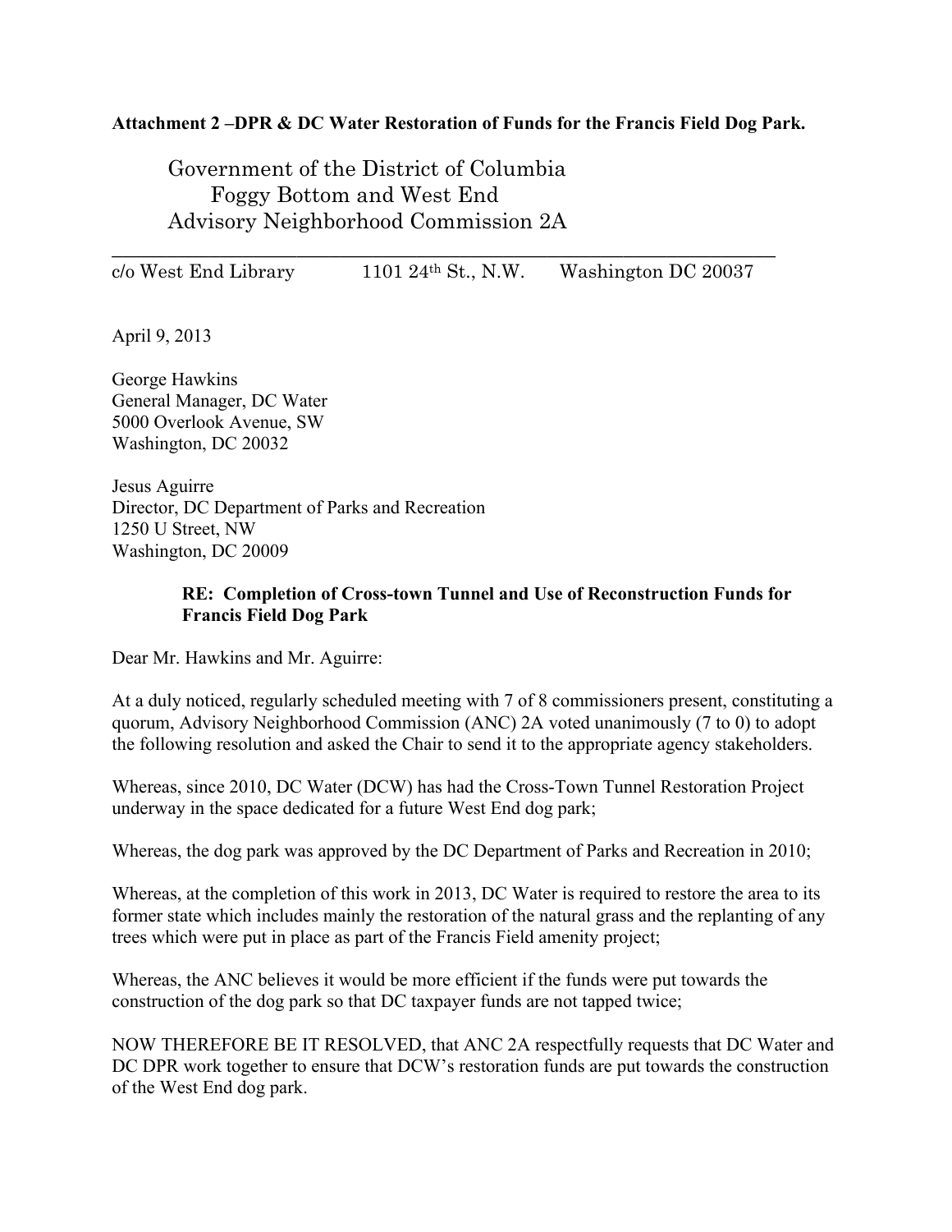**Attachment 2 –DPR & DC Water Restoration of Funds for the Francis Field Dog Park.**

Government of the District of Columbia
Foggy Bottom and West End
Advisory Neighborhood Commission 2A

---

c/o West End Library    1101 24th St., N.W.    Washington DC 20037

April 9, 2013

George Hawkins
General Manager, DC Water
5000 Overlook Avenue, SW
Washington, DC 20032

Jesus Aguirre
Director, DC Department of Parks and Recreation
1250 U Street, NW
Washington, DC 20009

**RE: Completion of Cross-town Tunnel and Use of Reconstruction Funds for Francis Field Dog Park**

Dear Mr. Hawkins and Mr. Aguirre:

At a duly noticed, regularly scheduled meeting with 7 of 8 commissioners present, constituting a quorum, Advisory Neighborhood Commission (ANC) 2A voted unanimously (7 to 0) to adopt the following resolution and asked the Chair to send it to the appropriate agency stakeholders.

Whereas, since 2010, DC Water (DCW) has had the Cross-Town Tunnel Restoration Project underway in the space dedicated for a future West End dog park;

Whereas, the dog park was approved by the DC Department of Parks and Recreation in 2010;

Whereas, at the completion of this work in 2013, DC Water is required to restore the area to its former state which includes mainly the restoration of the natural grass and the replanting of any trees which were put in place as part of the Francis Field amenity project;

Whereas, the ANC believes it would be more efficient if the funds were put towards the construction of the dog park so that DC taxpayer funds are not tapped twice;

NOW THEREFORE BE IT RESOLVED, that ANC 2A respectfully requests that DC Water and DC DPR work together to ensure that DCW's restoration funds are put towards the construction of the West End dog park.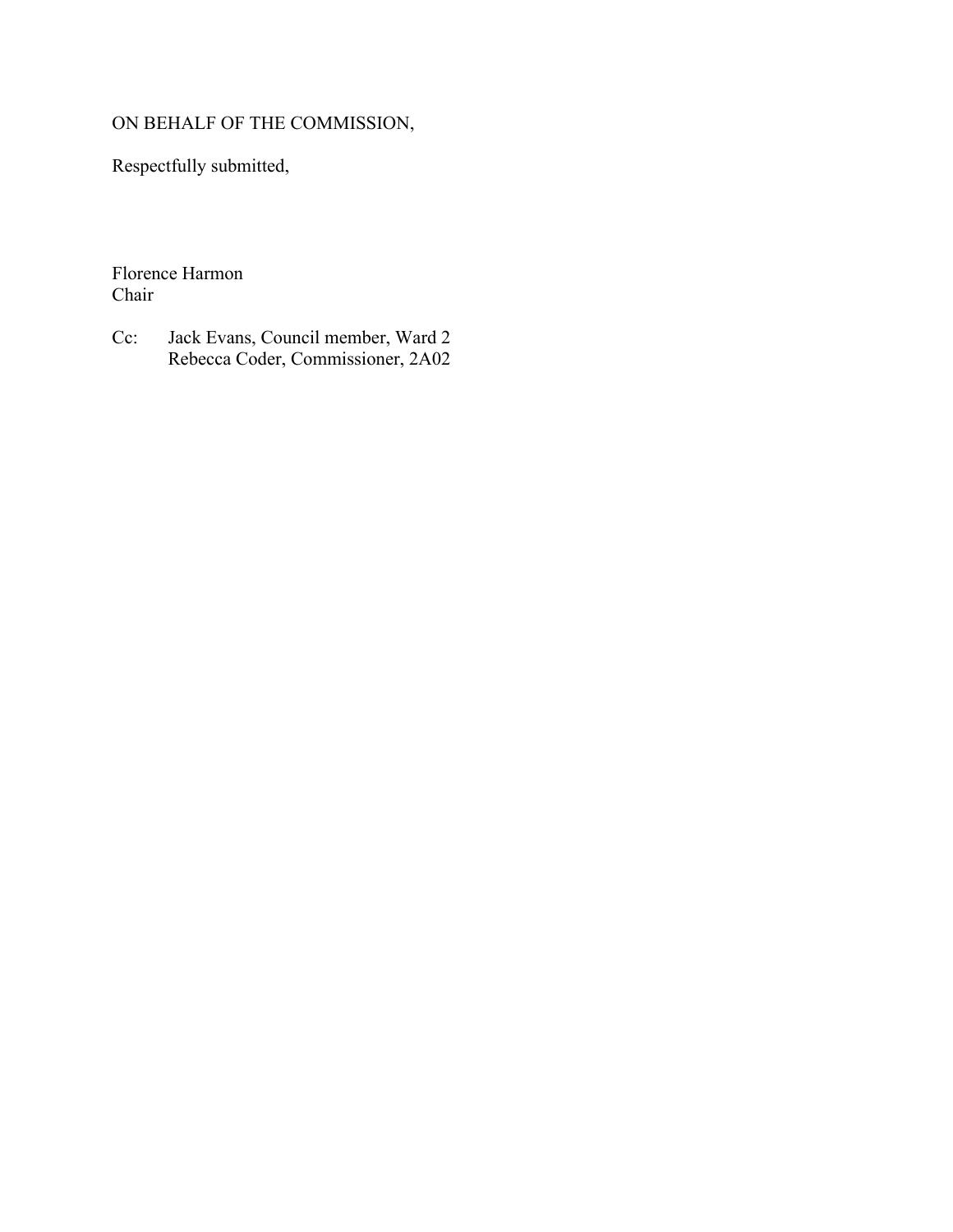ON BEHALF OF THE COMMISSION,

Respectfully submitted,

Florence Harmon
Chair

Cc: Jack Evans, Council member, Ward 2
Rebecca Coder, Commissioner, 2A02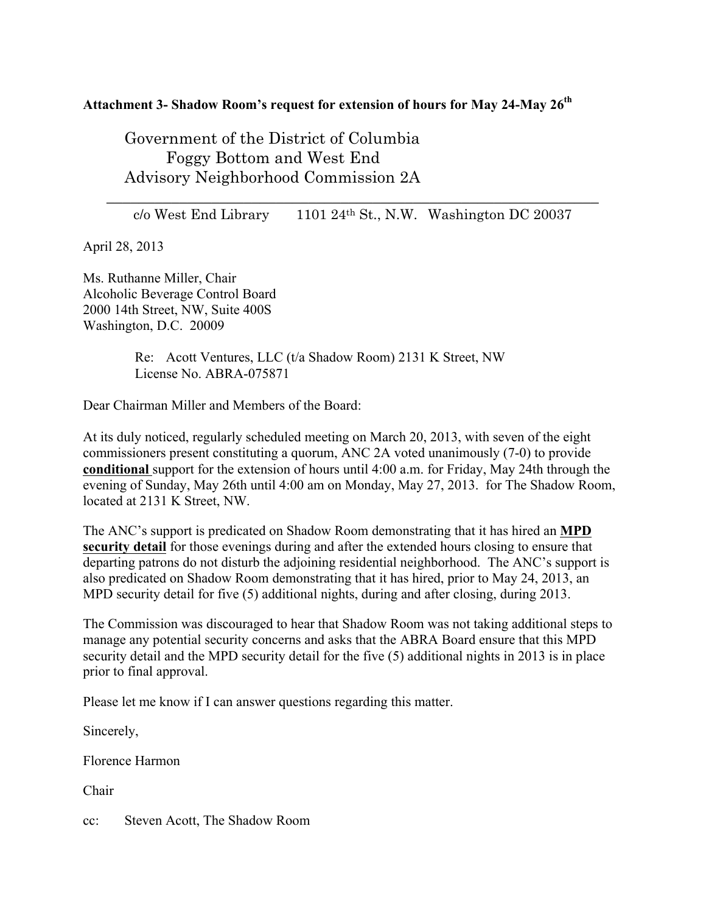**Attachment 3- Shadow Room's request for extension of hours for May 24-May 26th**

Government of the District of Columbia
Foggy Bottom and West End
Advisory Neighborhood Commission 2A

---

c/o West End Library 1101 24th St., N.W. Washington DC 20037

April 28, 2013

Ms. Ruthanne Miller, Chair
Alcoholic Beverage Control Board
2000 14th Street, NW, Suite 400S
Washington, D.C. 20009

Re: Acott Ventures, LLC (t/a Shadow Room) 2131 K Street, NW
License No. ABRA-075871

Dear Chairman Miller and Members of the Board:

At its duly noticed, regularly scheduled meeting on March 20, 2013, with seven of the eight commissioners present constituting a quorum, ANC 2A voted unanimously (7-0) to provide **conditional** support for the extension of hours until 4:00 a.m. for Friday, May 24th through the evening of Sunday, May 26th until 4:00 am on Monday, May 27, 2013. for The Shadow Room, located at 2131 K Street, NW.

The ANC's support is predicated on Shadow Room demonstrating that it has hired an **MPD security detail** for those evenings during and after the extended hours closing to ensure that departing patrons do not disturb the adjoining residential neighborhood. The ANC's support is also predicated on Shadow Room demonstrating that it has hired, prior to May 24, 2013, an MPD security detail for five (5) additional nights, during and after closing, during 2013.

The Commission was discouraged to hear that Shadow Room was not taking additional steps to manage any potential security concerns and asks that the ABRA Board ensure that this MPD security detail and the MPD security detail for the five (5) additional nights in 2013 is in place prior to final approval.

Please let me know if I can answer questions regarding this matter.

Sincerely,

Florence Harmon

Chair

cc: Steven Acott, The Shadow Room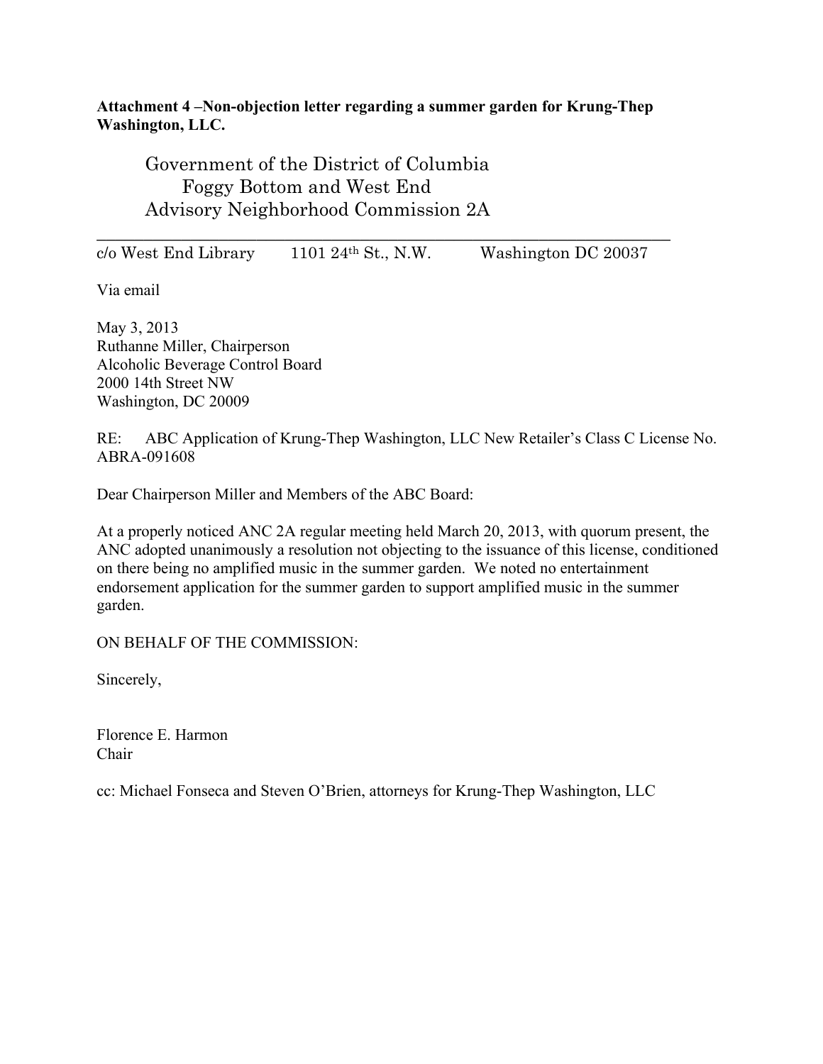**Attachment 4 –Non-objection letter regarding a summer garden for Krung-Thep Washington, LLC.**

Government of the District of Columbia
Foggy Bottom and West End
Advisory Neighborhood Commission 2A

---

c/o West End Library 1101 24th St., N.W. Washington DC 20037

Via email

May 3, 2013
Ruthanne Miller, Chairperson
Alcoholic Beverage Control Board
2000 14th Street NW
Washington, DC 20009

RE: ABC Application of Krung-Thep Washington, LLC New Retailer's Class C License No. ABRA-091608

Dear Chairperson Miller and Members of the ABC Board:

At a properly noticed ANC 2A regular meeting held March 20, 2013, with quorum present, the ANC adopted unanimously a resolution not objecting to the issuance of this license, conditioned on there being no amplified music in the summer garden. We noted no entertainment endorsement application for the summer garden to support amplified music in the summer garden.

ON BEHALF OF THE COMMISSION:

Sincerely,

Florence E. Harmon
Chair

cc: Michael Fonseca and Steven O'Brien, attorneys for Krung-Thep Washington, LLC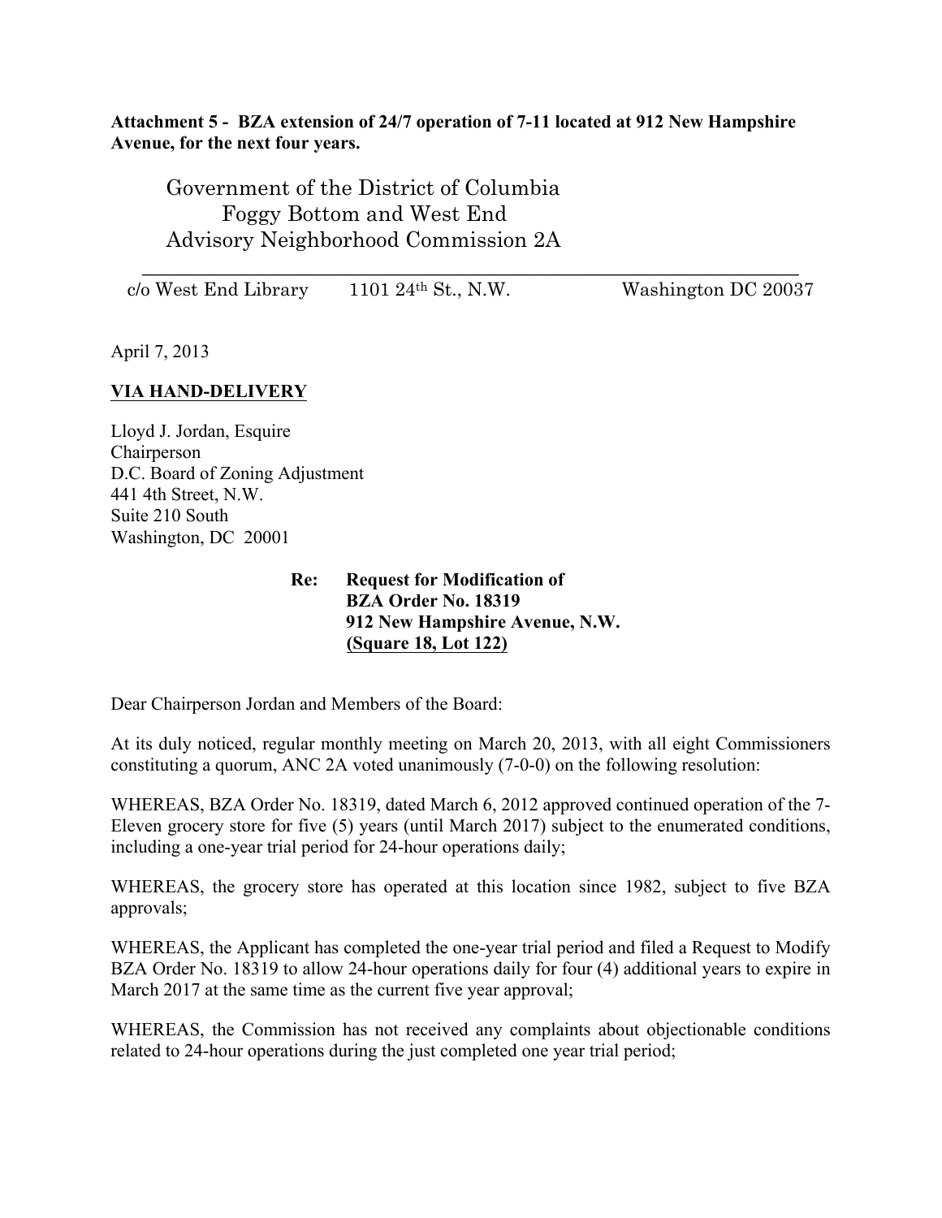**Attachment 5 - BZA extension of 24/7 operation of 7-11 located at 912 New Hampshire Avenue, for the next four years.**

Government of the District of Columbia
Foggy Bottom and West End
Advisory Neighborhood Commission 2A

c/o West End Library 1101 24th St., N.W. Washington DC 20037

April 7, 2013

**VIA HAND-DELIVERY**

Lloyd J. Jordan, Esquire
Chairperson
D.C. Board of Zoning Adjustment
441 4th Street, N.W.
Suite 210 South
Washington, DC 20001

**Re: Request for Modification of**
**BZA Order No. 18319**
**912 New Hampshire Avenue, N.W.**
**(Square 18, Lot 122)**

Dear Chairperson Jordan and Members of the Board:

At its duly noticed, regular monthly meeting on March 20, 2013, with all eight Commissioners constituting a quorum, ANC 2A voted unanimously (7-0-0) on the following resolution:

WHEREAS, BZA Order No. 18319, dated March 6, 2012 approved continued operation of the 7-Eleven grocery store for five (5) years (until March 2017) subject to the enumerated conditions, including a one-year trial period for 24-hour operations daily;

WHEREAS, the grocery store has operated at this location since 1982, subject to five BZA approvals;

WHEREAS, the Applicant has completed the one-year trial period and filed a Request to Modify BZA Order No. 18319 to allow 24-hour operations daily for four (4) additional years to expire in March 2017 at the same time as the current five year approval;

WHEREAS, the Commission has not received any complaints about objectionable conditions related to 24-hour operations during the just completed one year trial period;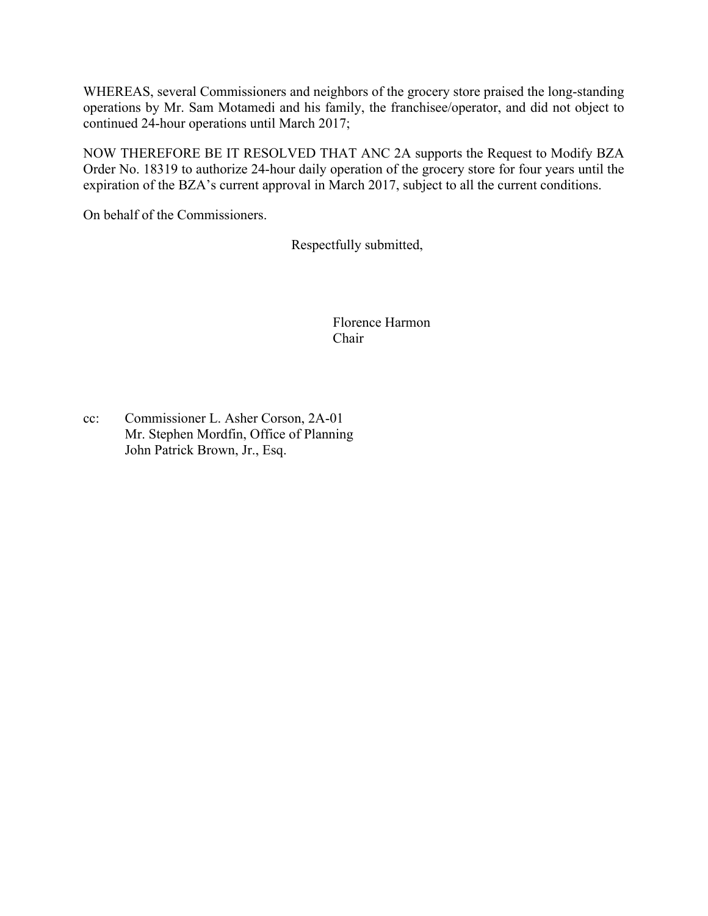WHEREAS, several Commissioners and neighbors of the grocery store praised the long-standing operations by Mr. Sam Motamedi and his family, the franchisee/operator, and did not object to continued 24-hour operations until March 2017;

NOW THEREFORE BE IT RESOLVED THAT ANC 2A supports the Request to Modify BZA Order No. 18319 to authorize 24-hour daily operation of the grocery store for four years until the expiration of the BZA's current approval in March 2017, subject to all the current conditions.

On behalf of the Commissioners.

Respectfully submitted,

Florence Harmon
Chair

cc: Commissioner L. Asher Corson, 2A-01
Mr. Stephen Mordfin, Office of Planning
John Patrick Brown, Jr., Esq.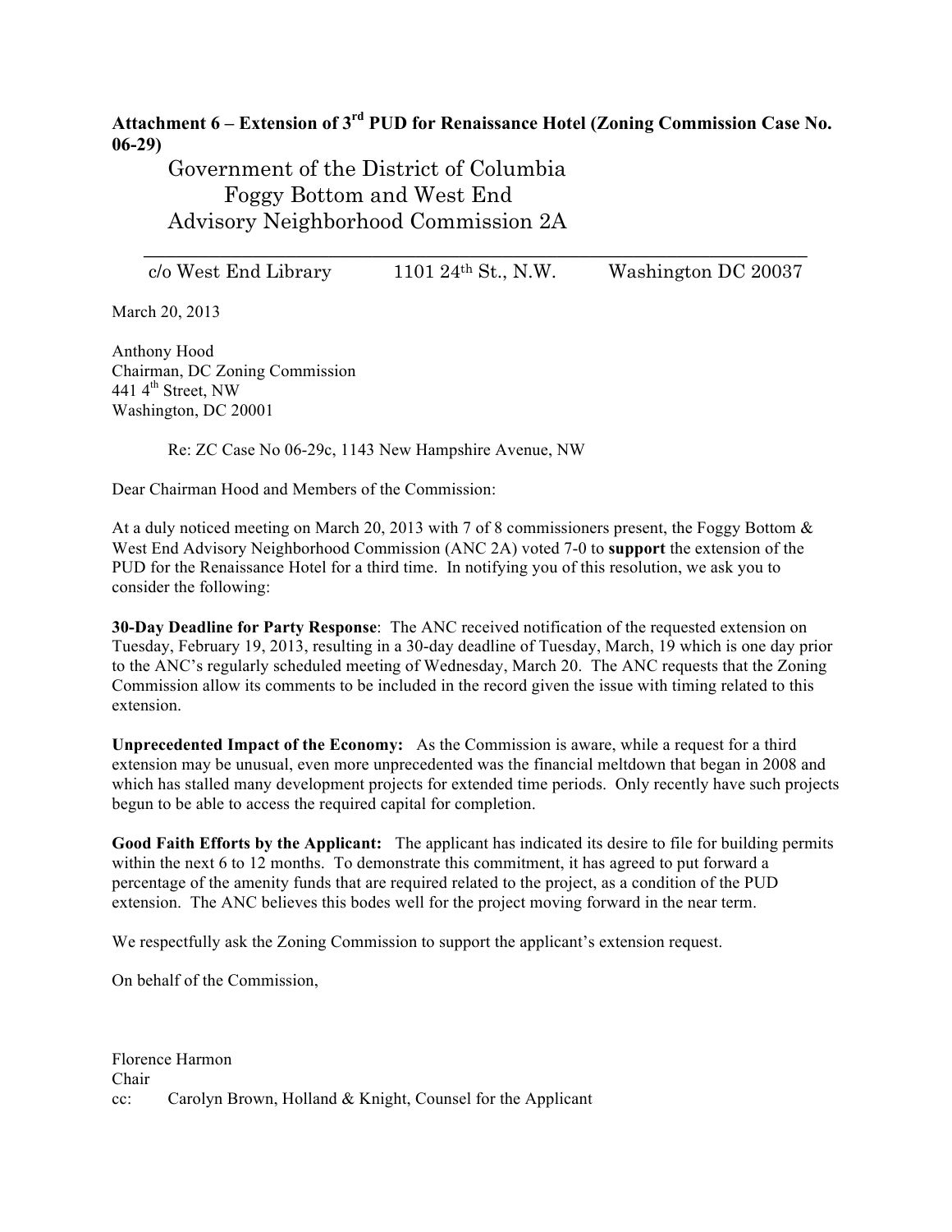**Attachment 6 – Extension of 3rd PUD for Renaissance Hotel (Zoning Commission Case No. 06-29)**

Government of the District of Columbia
Foggy Bottom and West End
Advisory Neighborhood Commission 2A

c/o West End Library 1101 24th St., N.W. Washington DC 20037

March 20, 2013

Anthony Hood
Chairman, DC Zoning Commission
441 4th Street, NW
Washington, DC 20001

Re: ZC Case No 06-29c, 1143 New Hampshire Avenue, NW

Dear Chairman Hood and Members of the Commission:

At a duly noticed meeting on March 20, 2013 with 7 of 8 commissioners present, the Foggy Bottom & West End Advisory Neighborhood Commission (ANC 2A) voted 7-0 to **support** the extension of the PUD for the Renaissance Hotel for a third time. In notifying you of this resolution, we ask you to consider the following:

**30-Day Deadline for Party Response**: The ANC received notification of the requested extension on Tuesday, February 19, 2013, resulting in a 30-day deadline of Tuesday, March, 19 which is one day prior to the ANC's regularly scheduled meeting of Wednesday, March 20. The ANC requests that the Zoning Commission allow its comments to be included in the record given the issue with timing related to this extension.

**Unprecedented Impact of the Economy:** As the Commission is aware, while a request for a third extension may be unusual, even more unprecedented was the financial meltdown that began in 2008 and which has stalled many development projects for extended time periods. Only recently have such projects begun to be able to access the required capital for completion.

**Good Faith Efforts by the Applicant:** The applicant has indicated its desire to file for building permits within the next 6 to 12 months. To demonstrate this commitment, it has agreed to put forward a percentage of the amenity funds that are required related to the project, as a condition of the PUD extension. The ANC believes this bodes well for the project moving forward in the near term.

We respectfully ask the Zoning Commission to support the applicant's extension request.

On behalf of the Commission,

Florence Harmon
Chair

cc: Carolyn Brown, Holland & Knight, Counsel for the Applicant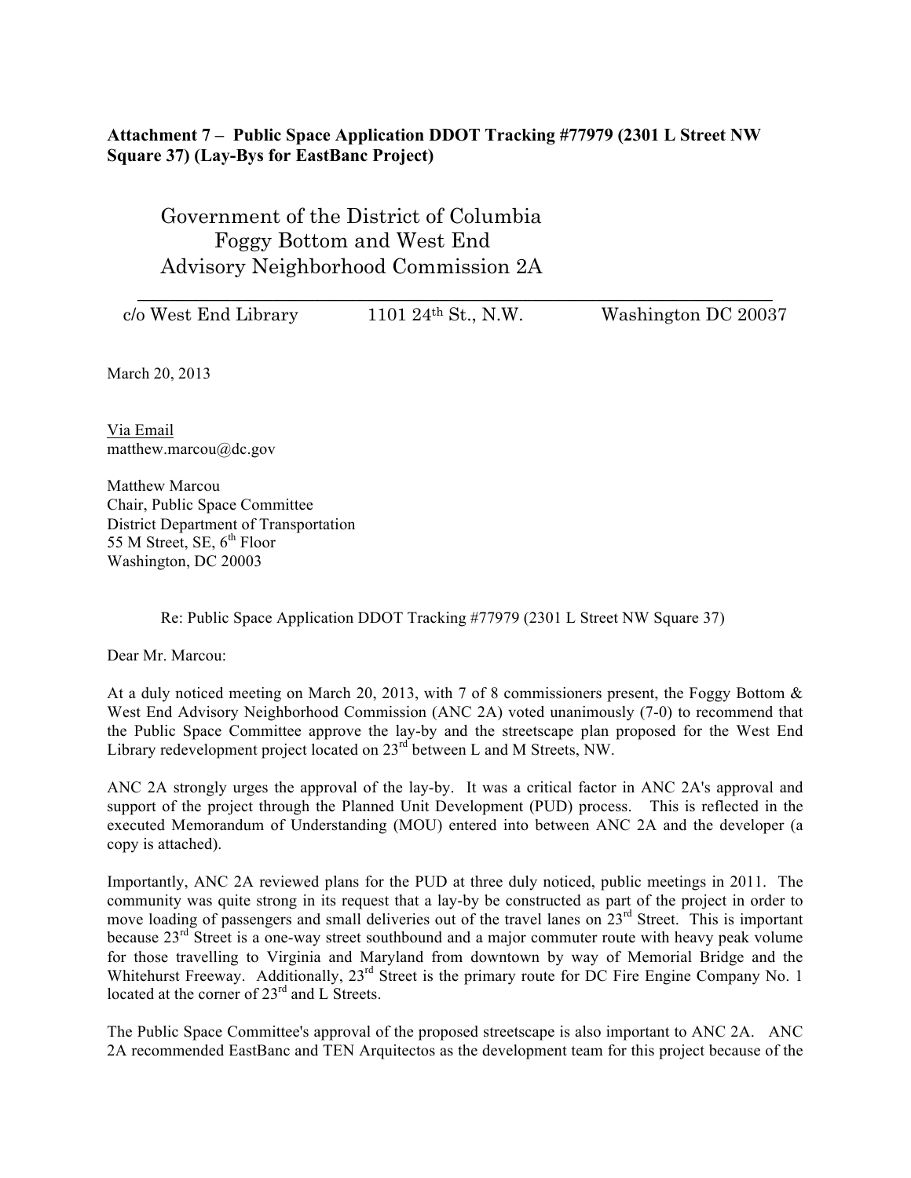**Attachment 7 – Public Space Application DDOT Tracking #77979 (2301 L Street NW Square 37) (Lay-Bys for EastBanc Project)**

Government of the District of Columbia
Foggy Bottom and West End
Advisory Neighborhood Commission 2A

---

c/o West End Library 1101 24th St., N.W. Washington DC 20037

March 20, 2013

Via Email
matthew.marcou@dc.gov

Matthew Marcou
Chair, Public Space Committee
District Department of Transportation
55 M Street, SE, 6th Floor
Washington, DC 20003

Re: Public Space Application DDOT Tracking #77979 (2301 L Street NW Square 37)

Dear Mr. Marcou:

At a duly noticed meeting on March 20, 2013, with 7 of 8 commissioners present, the Foggy Bottom & West End Advisory Neighborhood Commission (ANC 2A) voted unanimously (7-0) to recommend that the Public Space Committee approve the lay-by and the streetscape plan proposed for the West End Library redevelopment project located on 23rd between L and M Streets, NW.

ANC 2A strongly urges the approval of the lay-by. It was a critical factor in ANC 2A's approval and support of the project through the Planned Unit Development (PUD) process. This is reflected in the executed Memorandum of Understanding (MOU) entered into between ANC 2A and the developer (a copy is attached).

Importantly, ANC 2A reviewed plans for the PUD at three duly noticed, public meetings in 2011. The community was quite strong in its request that a lay-by be constructed as part of the project in order to move loading of passengers and small deliveries out of the travel lanes on 23rd Street. This is important because 23rd Street is a one-way street southbound and a major commuter route with heavy peak volume for those travelling to Virginia and Maryland from downtown by way of Memorial Bridge and the Whitehurst Freeway. Additionally, 23rd Street is the primary route for DC Fire Engine Company No. 1 located at the corner of 23rd and L Streets.

The Public Space Committee's approval of the proposed streetscape is also important to ANC 2A. ANC 2A recommended EastBanc and TEN Arquitectos as the development team for this project because of the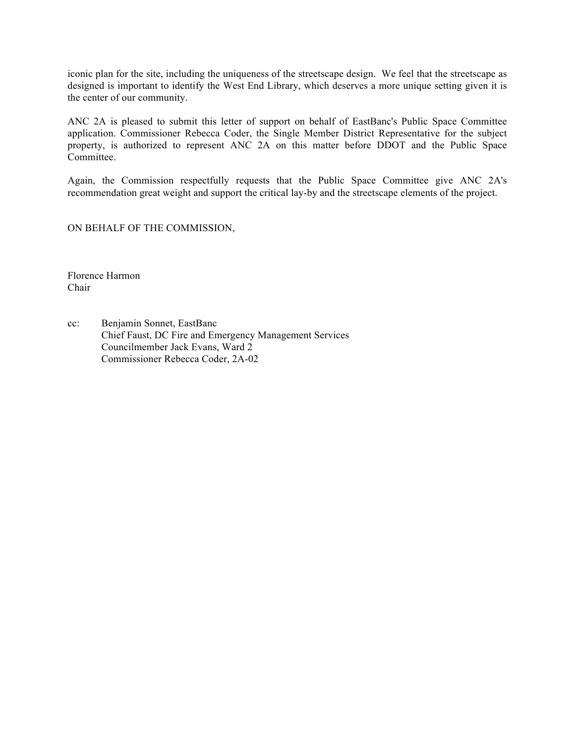iconic plan for the site, including the uniqueness of the streetscape design. We feel that the streetscape as designed is important to identify the West End Library, which deserves a more unique setting given it is the center of our community.

ANC 2A is pleased to submit this letter of support on behalf of EastBanc's Public Space Committee application. Commissioner Rebecca Coder, the Single Member District Representative for the subject property, is authorized to represent ANC 2A on this matter before DDOT and the Public Space Committee.

Again, the Commission respectfully requests that the Public Space Committee give ANC 2A's recommendation great weight and support the critical lay-by and the streetscape elements of the project.

ON BEHALF OF THE COMMISSION,

Florence Harmon
Chair

cc: Benjamin Sonnet, EastBanc
Chief Faust, DC Fire and Emergency Management Services
Councilmember Jack Evans, Ward 2
Commissioner Rebecca Coder, 2A-02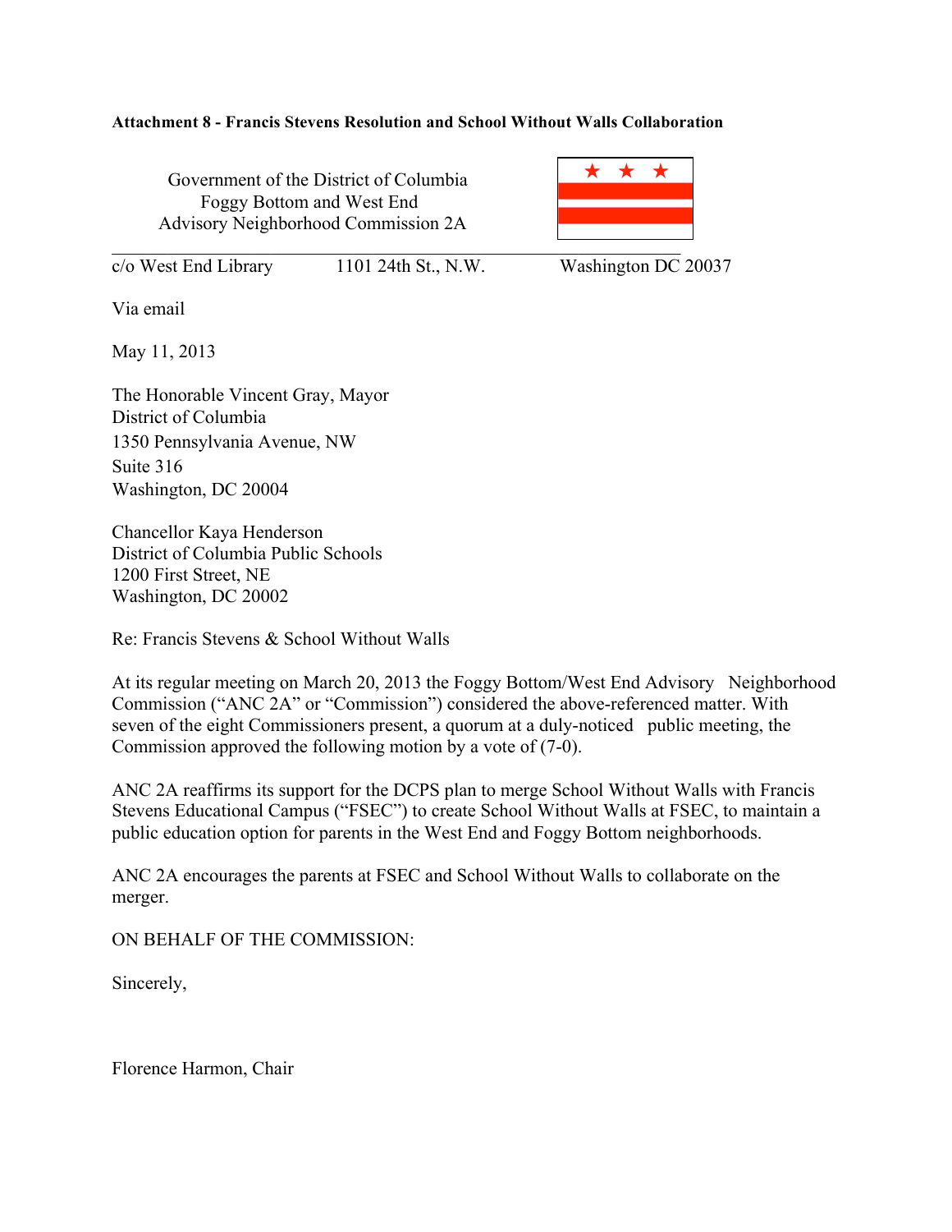**Attachment 8 - Francis Stevens Resolution and School Without Walls Collaboration**

Government of the District of Columbia
Foggy Bottom and West End
Advisory Neighborhood Commission 2A

c/o West End Library 1101 24th St., N.W. Washington DC 20037

Via email

May 11, 2013

The Honorable Vincent Gray, Mayor
District of Columbia
1350 Pennsylvania Avenue, NW
Suite 316
Washington, DC 20004

Chancellor Kaya Henderson
District of Columbia Public Schools
1200 First Street, NE
Washington, DC 20002

Re: Francis Stevens & School Without Walls

At its regular meeting on March 20, 2013 the Foggy Bottom/West End Advisory Neighborhood Commission ("ANC 2A" or "Commission") considered the above-referenced matter. With seven of the eight Commissioners present, a quorum at a duly-noticed public meeting, the Commission approved the following motion by a vote of (7-0).

ANC 2A reaffirms its support for the DCPS plan to merge School Without Walls with Francis Stevens Educational Campus ("FSEC") to create School Without Walls at FSEC, to maintain a public education option for parents in the West End and Foggy Bottom neighborhoods.

ANC 2A encourages the parents at FSEC and School Without Walls to collaborate on the merger.

ON BEHALF OF THE COMMISSION:

Sincerely,

Florence Harmon, Chair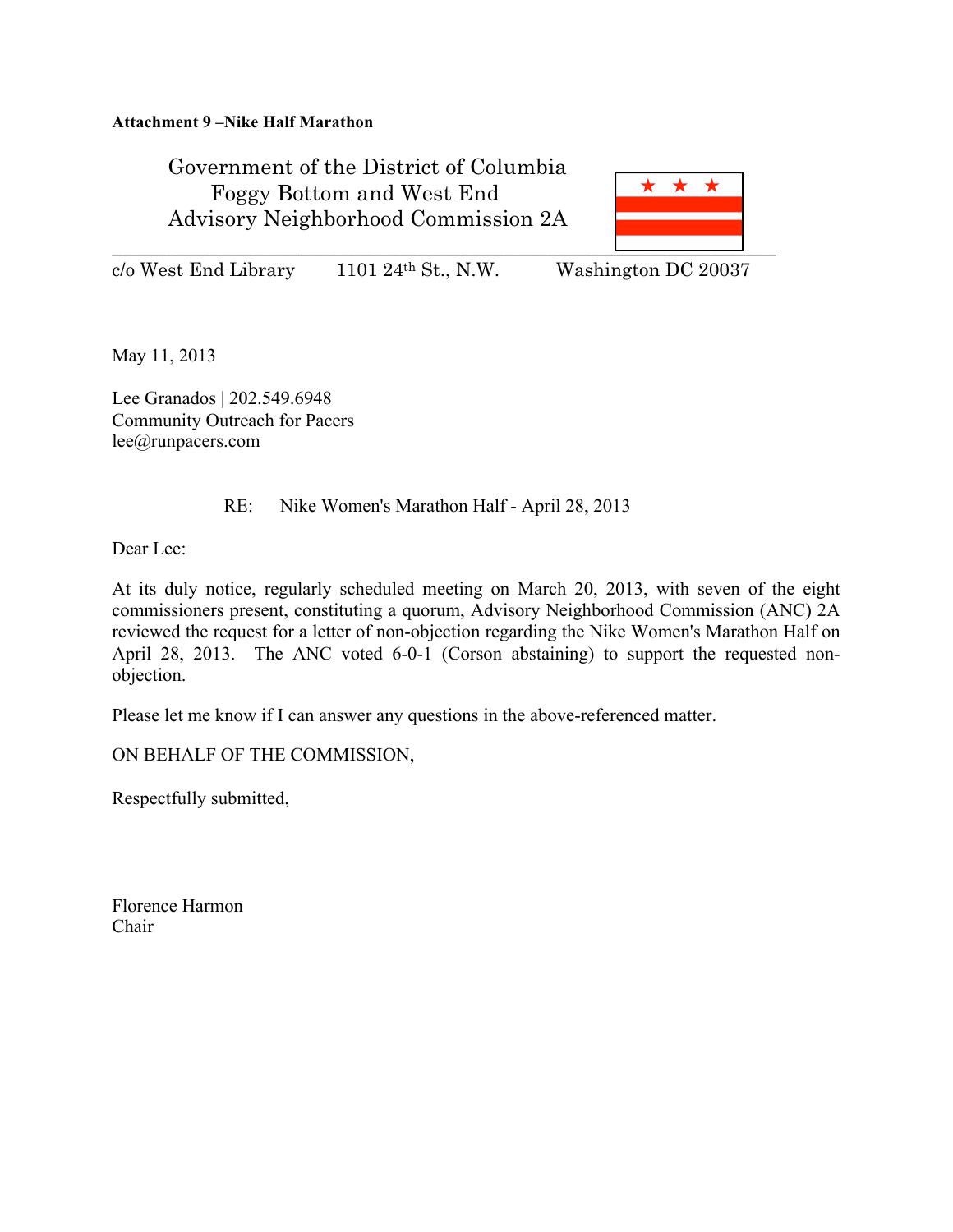**Attachment 9 –Nike Half Marathon**

Government of the District of Columbia
Foggy Bottom and West End
Advisory Neighborhood Commission 2A

c/o West End Library 1101 24th St., N.W. Washington DC 20037

May 11, 2013

Lee Granados | 202.549.6948
Community Outreach for Pacers
lee@runpacers.com

RE: Nike Women's Marathon Half - April 28, 2013

Dear Lee:

At its duly notice, regularly scheduled meeting on March 20, 2013, with seven of the eight commissioners present, constituting a quorum, Advisory Neighborhood Commission (ANC) 2A reviewed the request for a letter of non-objection regarding the Nike Women's Marathon Half on April 28, 2013. The ANC voted 6-0-1 (Corson abstaining) to support the requested non-objection.

Please let me know if I can answer any questions in the above-referenced matter.

ON BEHALF OF THE COMMISSION,

Respectfully submitted,

Florence Harmon
Chair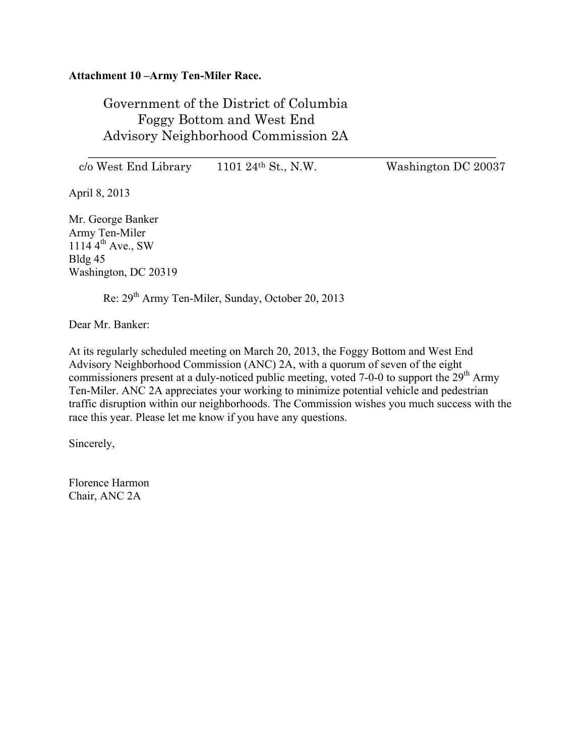**Attachment 10 –Army Ten-Miler Race.**

Government of the District of Columbia
Foggy Bottom and West End
Advisory Neighborhood Commission 2A

c/o West End Library 1101 24th St., N.W. Washington DC 20037

April 8, 2013

Mr. George Banker
Army Ten-Miler
1114 4th Ave., SW
Bldg 45
Washington, DC 20319

Re: 29th Army Ten-Miler, Sunday, October 20, 2013

Dear Mr. Banker:

At its regularly scheduled meeting on March 20, 2013, the Foggy Bottom and West End Advisory Neighborhood Commission (ANC) 2A, with a quorum of seven of the eight commissioners present at a duly-noticed public meeting, voted 7-0-0 to support the 29th Army Ten-Miler. ANC 2A appreciates your working to minimize potential vehicle and pedestrian traffic disruption within our neighborhoods. The Commission wishes you much success with the race this year. Please let me know if you have any questions.

Sincerely,

Florence Harmon
Chair, ANC 2A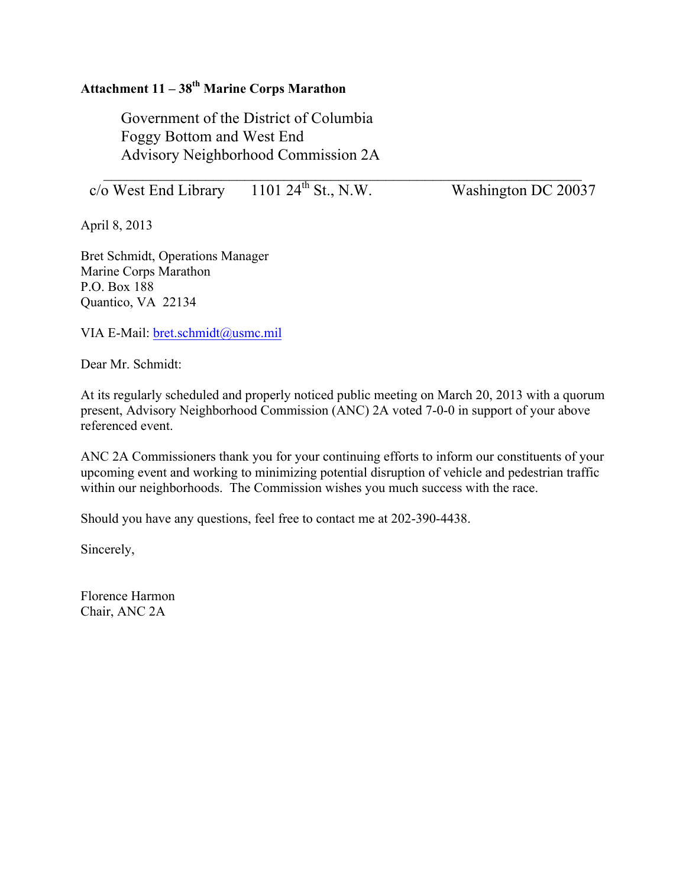**Attachment 11 – 38th Marine Corps Marathon**

Government of the District of Columbia
Foggy Bottom and West End
Advisory Neighborhood Commission 2A

c/o West End Library 1101 24th St., N.W. Washington DC 20037

April 8, 2013

Bret Schmidt, Operations Manager
Marine Corps Marathon
P.O. Box 188
Quantico, VA 22134

VIA E-Mail: bret.schmidt@usmc.mil

Dear Mr. Schmidt:

At its regularly scheduled and properly noticed public meeting on March 20, 2013 with a quorum present, Advisory Neighborhood Commission (ANC) 2A voted 7-0-0 in support of your above referenced event.

ANC 2A Commissioners thank you for your continuing efforts to inform our constituents of your upcoming event and working to minimizing potential disruption of vehicle and pedestrian traffic within our neighborhoods. The Commission wishes you much success with the race.

Should you have any questions, feel free to contact me at 202-390-4438.

Sincerely,

Florence Harmon
Chair, ANC 2A